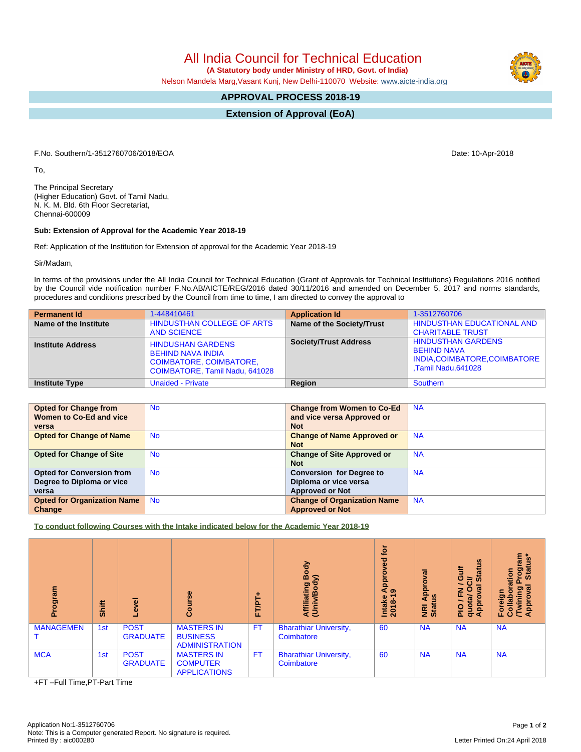# All India Council for Technical Education

**(A Statutory body under Ministry of HRD, Govt. of India)**

Nelson Mandela Marg,Vasant Kunj, New Delhi-110070 Website: www.aicte-india.org

## APPROVAL PROCESS 2018-19

## Extension of Approval (EoA)

F.No. Southern/1-3512760706/2018/EOA

Date: 10-Apr-2018

To,

The Principal Secretary
(Higher Education) Govt. of Tamil Nadu,
N. K. M. Bld. 6th Floor Secretariat,
Chennai-600009

**Sub: Extension of Approval for the Academic Year 2018-19**

Ref: Application of the Institution for Extension of approval for the Academic Year 2018-19

Sir/Madam,

In terms of the provisions under the All India Council for Technical Education (Grant of Approvals for Technical Institutions) Regulations 2016 notified by the Council vide notification number F.No.AB/AICTE/REG/2016 dated 30/11/2016 and amended on December 5, 2017 and norms standards, procedures and conditions prescribed by the Council from time to time, I am directed to convey the approval to

| **Permanent Id** | 1-448410461 | **Application Id** | 1-3512760706 |
|---|---|---|---|
| **Name of the Institute** | HINDUSTHAN COLLEGE OF ARTS AND SCIENCE | **Name of the Society/Trust** | HINDUSTHAN EDUCATIONAL AND CHARITABLE TRUST |
| **Institute Address** | HINDUSHAN GARDENS BEHIND NAVA INDIA COIMBATORE, COIMBATORE, COIMBATORE, Tamil Nadu, 641028 | **Society/Trust Address** | HINDUSTHAN GARDENS BEHIND NAVA INDIA,COIMBATORE,COIMBATORE ,Tamil Nadu,641028 |
| **Institute Type** | Unaided - Private | **Region** | Southern |

| **Opted for Change from Women to Co-Ed and vice versa** | No | **Change from Women to Co-Ed and vice versa Approved or Not** | NA |
|---|---|---|---|
| **Opted for Change of Name** | No | **Change of Name Approved or Not** | NA |
| **Opted for Change of Site** | No | **Change of Site Approved or Not** | NA |
| **Opted for Conversion from Degree to Diploma or vice versa** | No | **Conversion for Degree to Diploma or vice versa Approved or Not** | NA |
| **Opted for Organization Name Change** | No | **Change of Organization Name Approved or Not** | NA |

**To conduct following Courses with the Intake indicated below for the Academic Year 2018-19**

| Program | Shift | Level | Course | FT/PT+ | Affiliating Body (Univ/Body) | Intake Approved for 2018-19 | NRI Approval Status | PIO / FN / Gulf quota/ OCI/ Approval Status | Foreign Collaboration /Twining Program Approval Status* |
|---|---|---|---|---|---|---|---|---|---|
| MANAGEMENT | 1st | POST GRADUATE | MASTERS IN BUSINESS ADMINISTRATION | FT | Bharathiar University, Coimbatore | 60 | NA | NA | NA |
| MCA | 1st | POST GRADUATE | MASTERS IN COMPUTER APPLICATIONS | FT | Bharathiar University, Coimbatore | 60 | NA | NA | NA |

+FT –Full Time,PT-Part Time

Application No:1-3512760706
Note: This is a Computer generated Report. No signature is required.
Printed By : aic000280

Letter Printed On:24 April 2018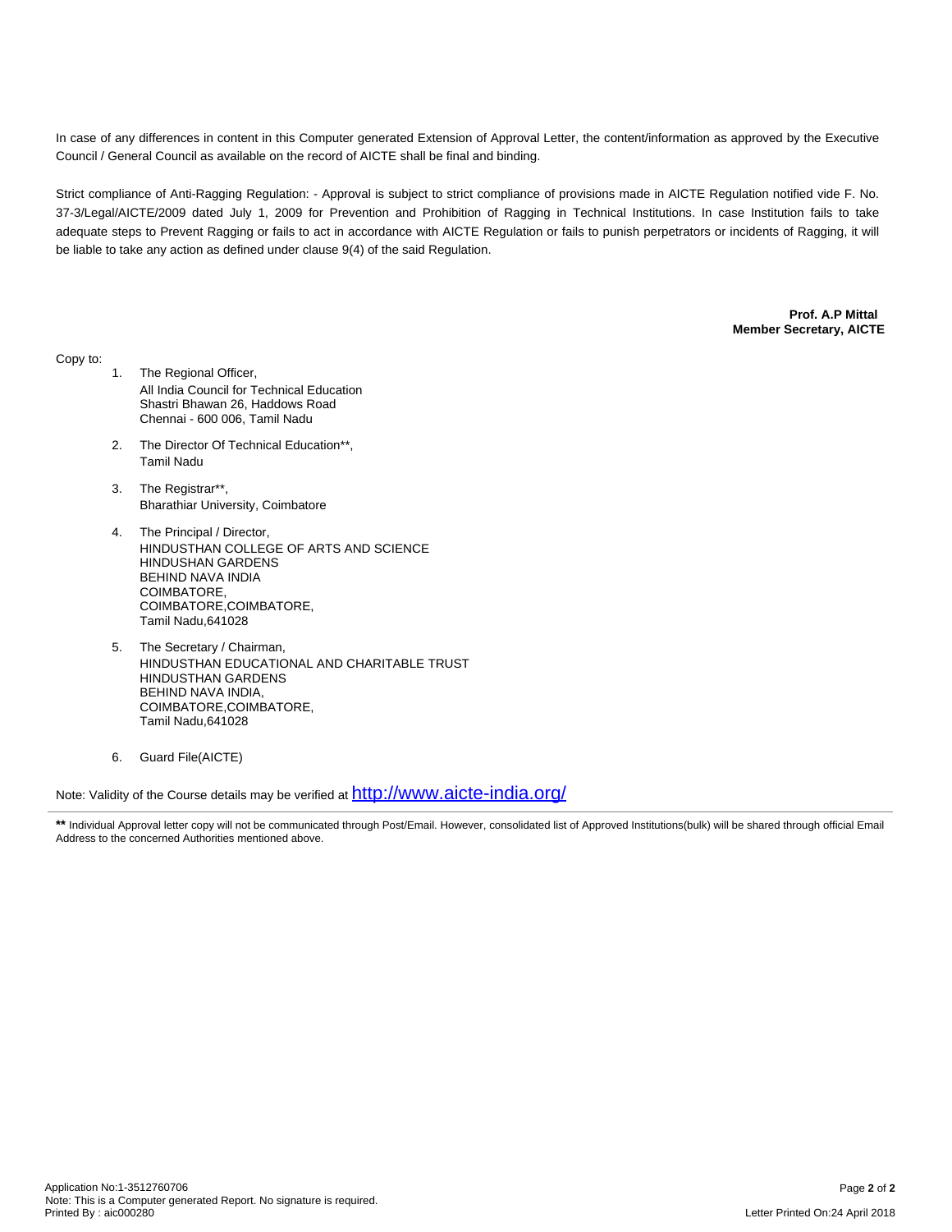In case of any differences in content in this Computer generated Extension of Approval Letter, the content/information as approved by the Executive Council / General Council as available on the record of AICTE shall be final and binding.

Strict compliance of Anti-Ragging Regulation: - Approval is subject to strict compliance of provisions made in AICTE Regulation notified vide F. No. 37-3/Legal/AICTE/2009 dated July 1, 2009 for Prevention and Prohibition of Ragging in Technical Institutions. In case Institution fails to take adequate steps to Prevent Ragging or fails to act in accordance with AICTE Regulation or fails to punish perpetrators or incidents of Ragging, it will be liable to take any action as defined under clause 9(4) of the said Regulation.

**Prof. A.P Mittal**
**Member Secretary, AICTE**

Copy to:

1. The Regional Officer,
   All India Council for Technical Education
   Shastri Bhawan 26, Haddows Road
   Chennai - 600 006, Tamil Nadu

2. The Director Of Technical Education**,
   Tamil Nadu

3. The Registrar**,
   Bharathiar University, Coimbatore

4. The Principal / Director,
   HINDUSTHAN COLLEGE OF ARTS AND SCIENCE
   HINDUSHAN GARDENS
   BEHIND NAVA INDIA
   COIMBATORE,
   COIMBATORE,COIMBATORE,
   Tamil Nadu,641028

5. The Secretary / Chairman,
   HINDUSTHAN EDUCATIONAL AND CHARITABLE TRUST
   HINDUSTHAN GARDENS
   BEHIND NAVA INDIA,
   COIMBATORE,COIMBATORE,
   Tamil Nadu,641028

6. Guard File(AICTE)

Note: Validity of the Course details may be verified at http://www.aicte-india.org/

---

** Individual Approval letter copy will not be communicated through Post/Email. However, consolidated list of Approved Institutions(bulk) will be shared through official Email Address to the concerned Authorities mentioned above.

Application No:1-3512760706
Note: This is a Computer generated Report. No signature is required.
Printed By : aic000280

Letter Printed On:24 April 2018